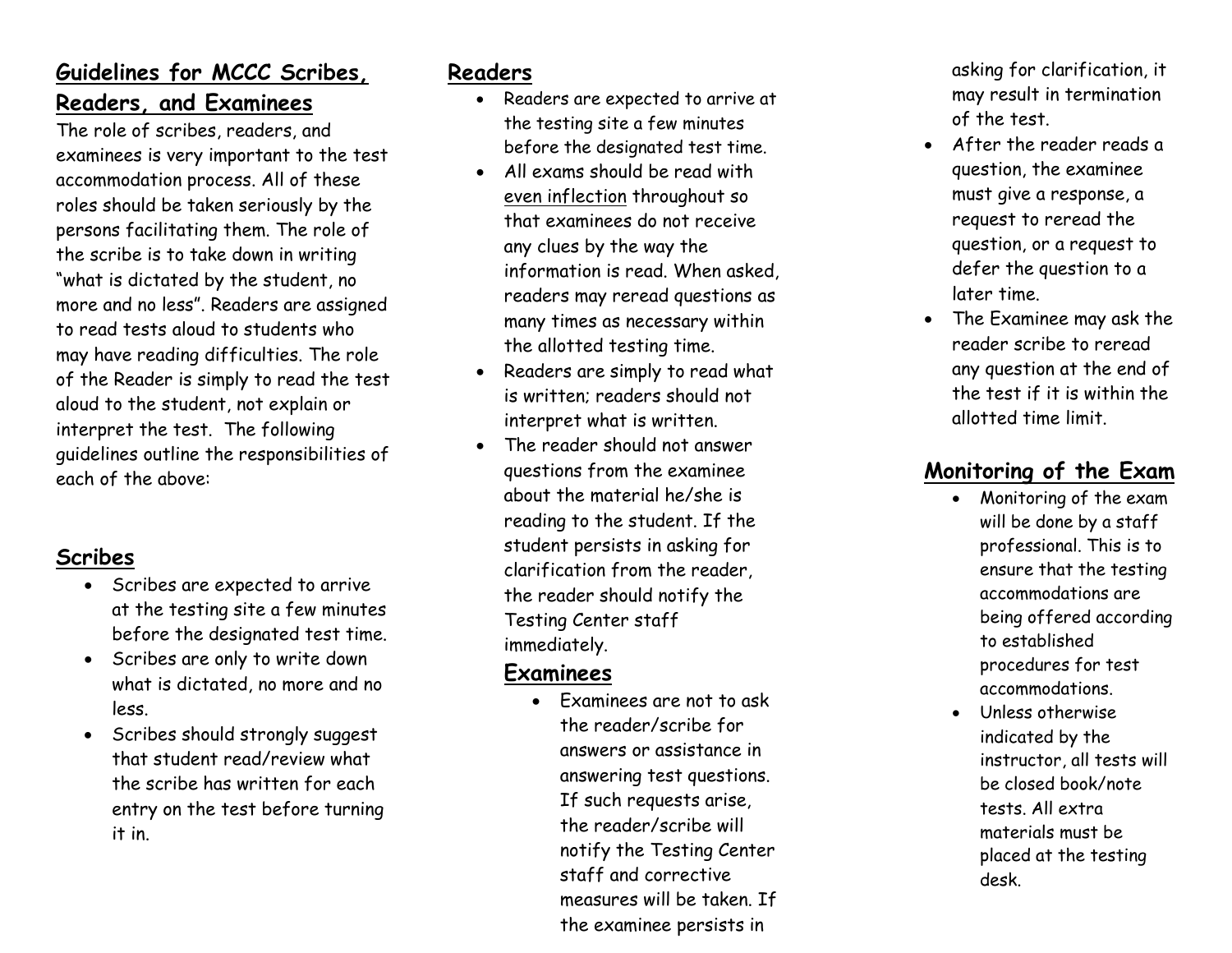## Guidelines for MCCC Scribes, Readers, and Examinees

The role of scribes, readers, and examinees is very important to the test accommodation process. All of these roles should be taken seriously by the persons facilitating them. The role of the scribe is to take down in writing "what is dictated by the student, no more and no less". Readers are assigned to read tests aloud to students who may have reading difficulties. The role of the Reader is simply to read the test aloud to the student, not explain or interpret the test. The following guidelines outline the responsibilities of each of the above:

## Scribes

- Scribes are expected to arrive at the testing site a few minutes before the designated test time.
- Scribes are only to write down what is dictated, no more and no less.
- Scribes should strongly suggest that student read/review what the scribe has written for each entry on the test before turning it in.

## Readers

- Readers are expected to arrive at the testing site a few minutes before the designated test time.
- All exams should be read with <u>even inflection</u> throughout so that examinees do not receive any clues by the way the information is read. When asked, readers may reread questions as many times as necessary within the allotted testing time.
- Readers are simply to read what is written; readers should not interpret what is written.
- The reader should not answer questions from the examinee about the material he/she is reading to the student. If the student persists in asking for clarification from the reader, the reader should notify the Testing Center staff immediately.

## Examinees

- Examinees are not to ask the reader/scribe for answers or assistance in answering test questions. If such requests arise, the reader/scribe will notify the Testing Center staff and corrective measures will be taken. If the examinee persists in asking for clarification, it may result in termination of the test.
- After the reader reads a question, the examinee must give a response, a request to reread the question, or a request to defer the question to a later time.
- The Examinee may ask the reader scribe to reread any question at the end of the test if it is within the allotted time limit.

## Monitoring of the Exam

- Monitoring of the exam will be done by a staff professional. This is to ensure that the testing accommodations are being offered according to established procedures for test accommodations.
- Unless otherwise indicated by the instructor, all tests will be closed book/note tests. All extra materials must be placed at the testing desk.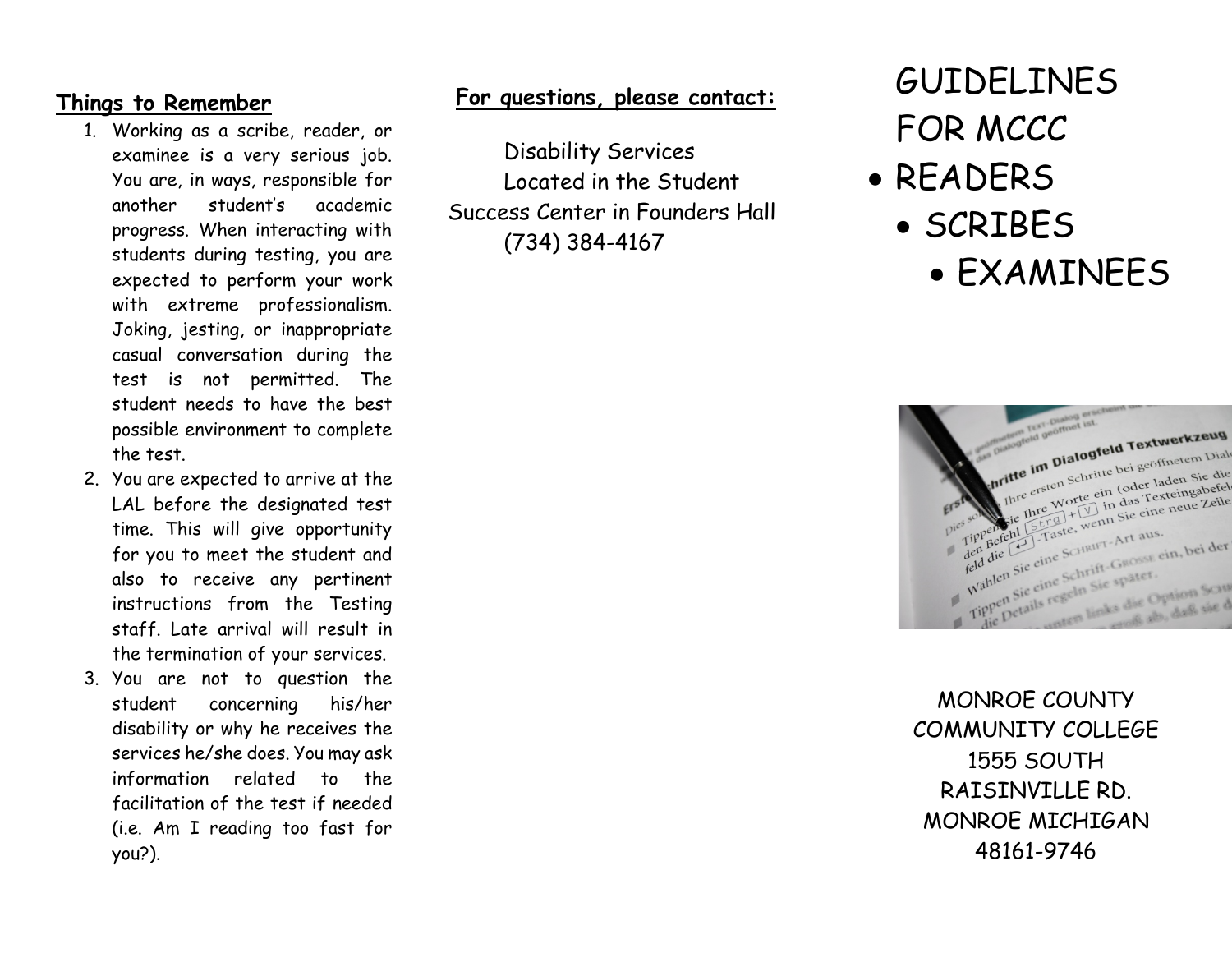## Things to Remember

1. Working as a scribe, reader, or examinee is a very serious job. You are, in ways, responsible for another student's academic progress. When interacting with students during testing, you are expected to perform your work with extreme professionalism. Joking, jesting, or inappropriate casual conversation during the test is not permitted. The student needs to have the best possible environment to complete the test.
2. You are expected to arrive at the LAL before the designated test time. This will give opportunity for you to meet the student and also to receive any pertinent instructions from the Testing staff. Late arrival will result in the termination of your services.
3. You are not to question the student concerning his/her disability or why he receives the services he/she does. You may ask information related to the facilitation of the test if needed (i.e. Am I reading too fast for you?).

## For questions, please contact:

Disability Services
Located in the Student Success Center in Founders Hall
(734) 384-4167

# GUIDELINES FOR MCCC

- READERS
- SCRIBES
- EXAMINEES

MONROE COUNTY COMMUNITY COLLEGE
1555 SOUTH RAISINVILLE RD.
MONROE MICHIGAN
48161-9746